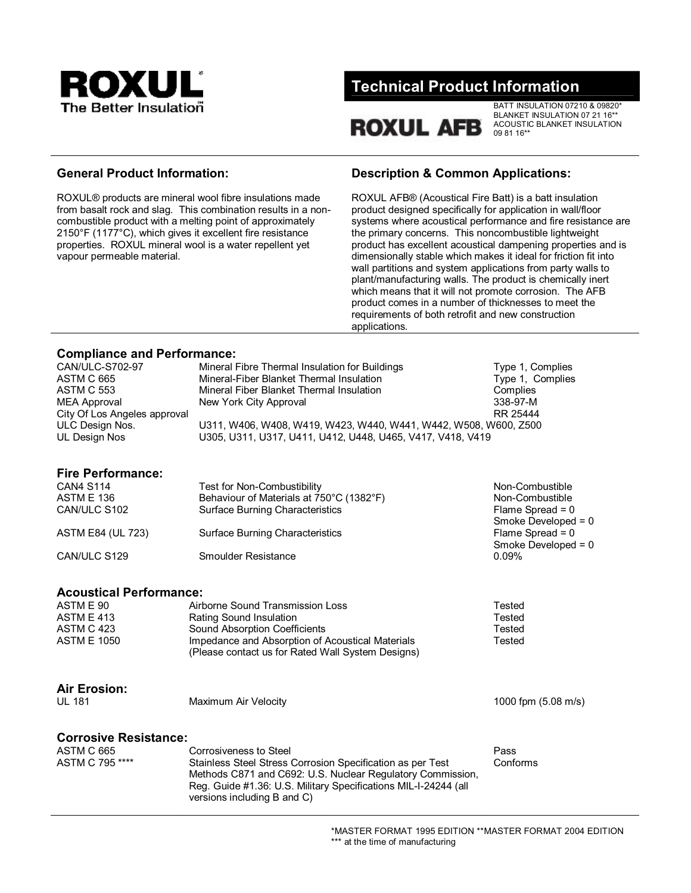ROXUL
The Better Insulation™

# Technical Product Information

## ROXUL AFB

BATT INSULATION 07210 & 09820*
BLANKET INSULATION 07 21 16**
ACOUSTIC BLANKET INSULATION 09 81 16**

## General Product Information:

ROXUL® products are mineral wool fibre insulations made from basalt rock and slag. This combination results in a non-combustible product with a melting point of approximately 2150°F (1177°C), which gives it excellent fire resistance properties. ROXUL mineral wool is a water repellent yet vapour permeable material.

## Description & Common Applications:

ROXUL AFB® (Acoustical Fire Batt) is a batt insulation product designed specifically for application in wall/floor systems where acoustical performance and fire resistance are the primary concerns. This noncombustible lightweight product has excellent acoustical dampening properties and is dimensionally stable which makes it ideal for friction fit into wall partitions and system applications from party walls to plant/manufacturing walls. The product is chemically inert which means that it will not promote corrosion. The AFB product comes in a number of thicknesses to meet the requirements of both retrofit and new construction applications.

## Compliance and Performance:

| | | |
|---|---|---|
| CAN/ULC-S702-97 | Mineral Fibre Thermal Insulation for Buildings | Type 1, Complies |
| ASTM C 665 | Mineral-Fiber Blanket Thermal Insulation | Type 1, Complies |
| ASTM C 553 | Mineral Fiber Blanket Thermal Insulation | Complies |
| MEA Approval | New York City Approval | 338-97-M |
| City Of Los Angeles approval | | RR 25444 |
| ULC Design Nos. | U311, W406, W408, W419, W423, W440, W441, W442, W508, W600, Z500 | |
| UL Design Nos | U305, U311, U317, U411, U412, U448, U465, V417, V418, V419 | |

## Fire Performance:

| | | |
|---|---|---|
| CAN4 S114 | Test for Non-Combustibility | Non-Combustible |
| ASTM E 136 | Behaviour of Materials at 750°C (1382°F) | Non-Combustible |
| CAN/ULC S102 | Surface Burning Characteristics | Flame Spread = 0<br>Smoke Developed = 0 |
| ASTM E84 (UL 723) | Surface Burning Characteristics | Flame Spread = 0<br>Smoke Developed = 0 |
| CAN/ULC S129 | Smoulder Resistance | 0.09% |

## Acoustical Performance:

| | | |
|---|---|---|
| ASTM E 90 | Airborne Sound Transmission Loss | Tested |
| ASTM E 413 | Rating Sound Insulation | Tested |
| ASTM C 423 | Sound Absorption Coefficients | Tested |
| ASTM E 1050 | Impedance and Absorption of Acoustical Materials<br>(Please contact us for Rated Wall System Designs) | Tested |

## Air Erosion:

| | | |
|---|---|---|
| UL 181 | Maximum Air Velocity | 1000 fpm (5.08 m/s) |

## Corrosive Resistance:

| | | |
|---|---|---|
| ASTM C 665 | Corrosiveness to Steel | Pass |
| ASTM C 795 **** | Stainless Steel Stress Corrosion Specification as per Test Methods C871 and C692: U.S. Nuclear Regulatory Commission, Reg. Guide #1.36: U.S. Military Specifications MIL-I-24244 (all versions including B and C) | Conforms |

*MASTER FORMAT 1995 EDITION **MASTER FORMAT 2004 EDITION
*** at the time of manufacturing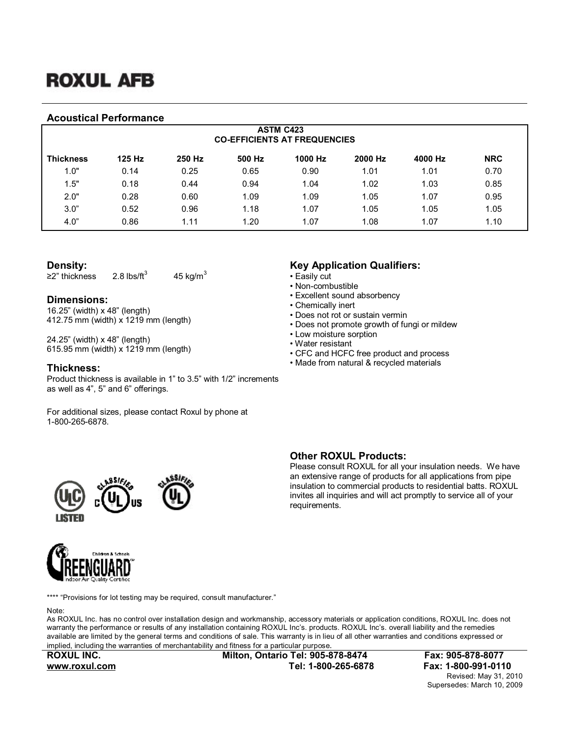# ROXUL AFB

## Acoustical Performance

| ASTM C423 CO-EFFICIENTS AT FREQUENCIES | | | | | | | |
|---|---|---|---|---|---|---|---|
| **Thickness** | **125 Hz** | **250 Hz** | **500 Hz** | **1000 Hz** | **2000 Hz** | **4000 Hz** | **NRC** |
| 1.0" | 0.14 | 0.25 | 0.65 | 0.90 | 1.01 | 1.01 | 0.70 |
| 1.5" | 0.18 | 0.44 | 0.94 | 1.04 | 1.02 | 1.03 | 0.85 |
| 2.0" | 0.28 | 0.60 | 1.09 | 1.09 | 1.05 | 1.07 | 0.95 |
| 3.0" | 0.52 | 0.96 | 1.18 | 1.07 | 1.05 | 1.05 | 1.05 |
| 4.0" | 0.86 | 1.11 | 1.20 | 1.07 | 1.08 | 1.07 | 1.10 |

## Density:

≥2" thickness 2.8 lbs/ft$^3$ 45 kg/m$^3$

## Dimensions:

16.25" (width) x 48" (length)
412.75 mm (width) x 1219 mm (length)

24.25" (width) x 48" (length)
615.95 mm (width) x 1219 mm (length)

## Thickness:

Product thickness is available in 1" to 3.5" with 1/2" increments as well as 4", 5" and 6" offerings.

For additional sizes, please contact Roxul by phone at 1-800-265-6878.

## Key Application Qualifiers:

- Easily cut
- Non-combustible
- Excellent sound absorbency
- Chemically inert
- Does not rot or sustain vermin
- Does not promote growth of fungi or mildew
- Low moisture sorption
- Water resistant
- CFC and HCFC free product and process
- Made from natural & recycled materials

## Other ROXUL Products:

Please consult ROXUL for all your insulation needs. We have an extensive range of products for all applications from pipe insulation to commercial products to residential batts. ROXUL invites all inquiries and will act promptly to service all of your requirements.

**** "Provisions for lot testing may be required, consult manufacturer."

Note:
As ROXUL Inc. has no control over installation design and workmanship, accessory materials or application conditions, ROXUL Inc. does not warranty the performance or results of any installation containing ROXUL Inc's. products. ROXUL Inc's. overall liability and the remedies available are limited by the general terms and conditions of sale. This warranty is in lieu of all other warranties and conditions expressed or implied, including the warranties of merchantability and fitness for a particular purpose.

**ROXUL INC.** **Milton, Ontario Tel: 905-878-8474** **Fax: 905-878-8077**
**www.roxul.com** **Tel: 1-800-265-6878** **Fax: 1-800-991-0110**

Revised: May 31, 2010
Supersedes: March 10, 2009